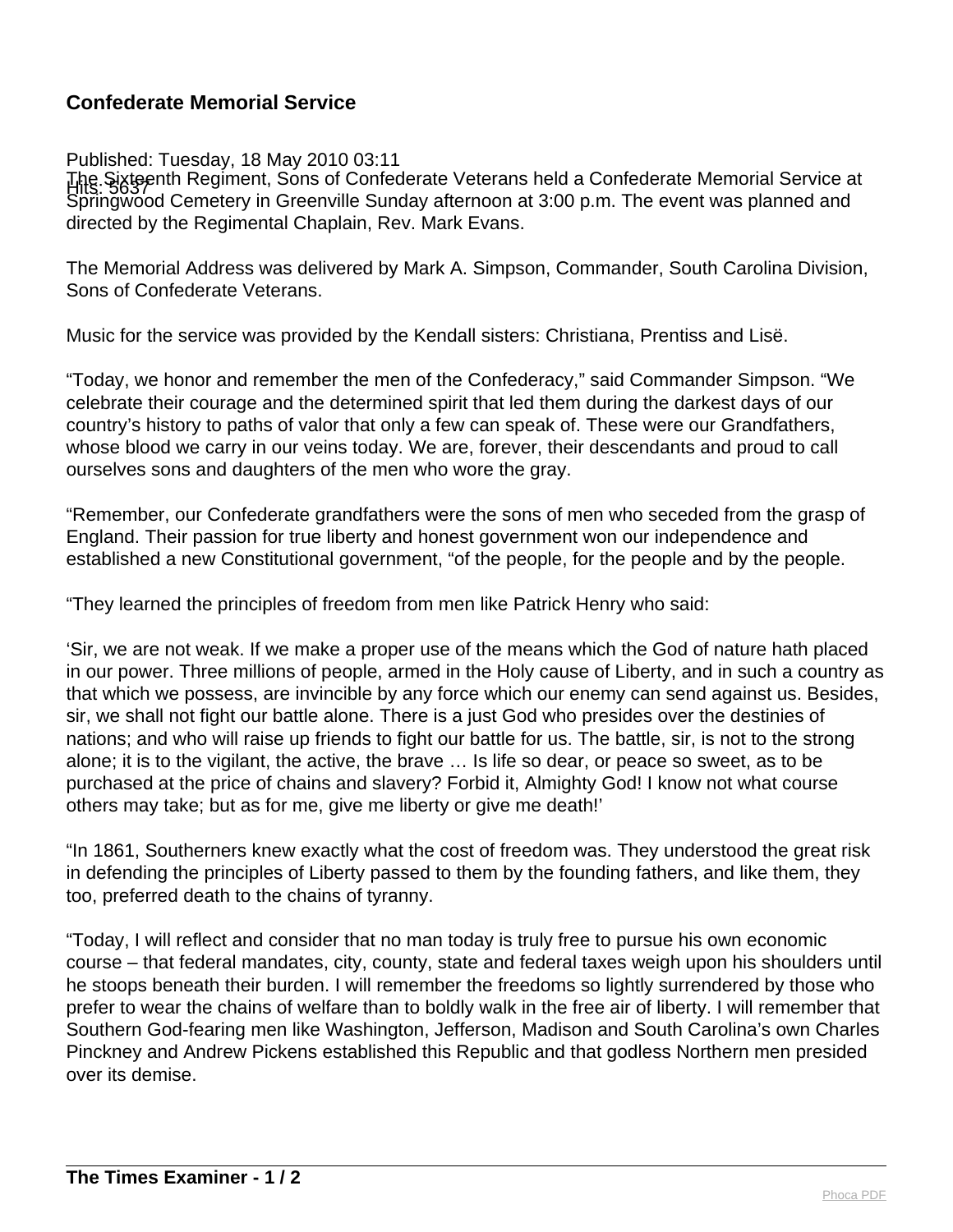# Confederate Memorial Service

Published: Tuesday, 18 May 2010 03:11
Hits: 5637

The Sixteenth Regiment, Sons of Confederate Veterans held a Confederate Memorial Service at Springwood Cemetery in Greenville Sunday afternoon at 3:00 p.m. The event was planned and directed by the Regimental Chaplain, Rev. Mark Evans.

The Memorial Address was delivered by Mark A. Simpson, Commander, South Carolina Division, Sons of Confederate Veterans.

Music for the service was provided by the Kendall sisters: Christiana, Prentiss and Lisë.

“Today, we honor and remember the men of the Confederacy,” said Commander Simpson. “We celebrate their courage and the determined spirit that led them during the darkest days of our country’s history to paths of valor that only a few can speak of. These were our Grandfathers, whose blood we carry in our veins today. We are, forever, their descendants and proud to call ourselves sons and daughters of the men who wore the gray.

“Remember, our Confederate grandfathers were the sons of men who seceded from the grasp of England. Their passion for true liberty and honest government won our independence and established a new Constitutional government, “of the people, for the people and by the people.

“They learned the principles of freedom from men like Patrick Henry who said:

‘Sir, we are not weak. If we make a proper use of the means which the God of nature hath placed in our power. Three millions of people, armed in the Holy cause of Liberty, and in such a country as that which we possess, are invincible by any force which our enemy can send against us. Besides, sir, we shall not fight our battle alone. There is a just God who presides over the destinies of nations; and who will raise up friends to fight our battle for us. The battle, sir, is not to the strong alone; it is to the vigilant, the active, the brave … Is life so dear, or peace so sweet, as to be purchased at the price of chains and slavery? Forbid it, Almighty God! I know not what course others may take; but as for me, give me liberty or give me death!’

“In 1861, Southerners knew exactly what the cost of freedom was. They understood the great risk in defending the principles of Liberty passed to them by the founding fathers, and like them, they too, preferred death to the chains of tyranny.

“Today, I will reflect and consider that no man today is truly free to pursue his own economic course – that federal mandates, city, county, state and federal taxes weigh upon his shoulders until he stoops beneath their burden. I will remember the freedoms so lightly surrendered by those who prefer to wear the chains of welfare than to boldly walk in the free air of liberty. I will remember that Southern God-fearing men like Washington, Jefferson, Madison and South Carolina’s own Charles Pinckney and Andrew Pickens established this Republic and that godless Northern men presided over its demise.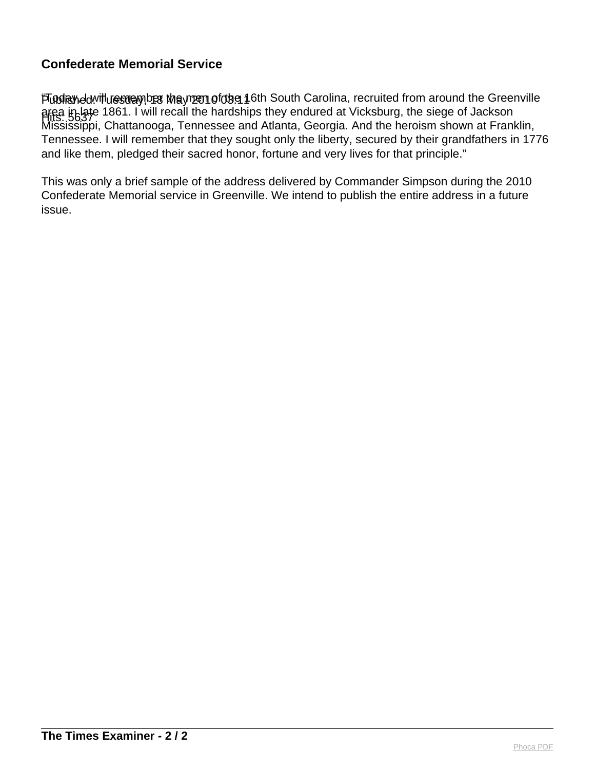## Confederate Memorial Service

Published: Tuesday, 18 May 2010 08:11
Hits: 5637

"Today, I will remember the men of the 16th South Carolina, recruited from around the Greenville area in late 1861. I will recall the hardships they endured at Vicksburg, the siege of Jackson Mississippi, Chattanooga, Tennessee and Atlanta, Georgia. And the heroism shown at Franklin, Tennessee. I will remember that they sought only the liberty, secured by their grandfathers in 1776 and like them, pledged their sacred honor, fortune and very lives for that principle."

This was only a brief sample of the address delivered by Commander Simpson during the 2010 Confederate Memorial service in Greenville. We intend to publish the entire address in a future issue.